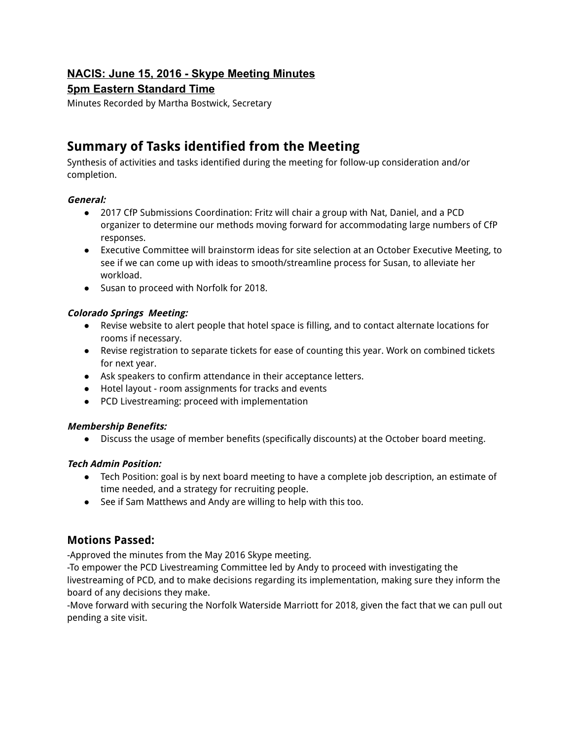**NACIS: June 15, 2016 - Skype Meeting Minutes**
**5pm Eastern Standard Time**

Minutes Recorded by Martha Bostwick, Secretary

## Summary of Tasks identified from the Meeting

Synthesis of activities and tasks identified during the meeting for follow-up consideration and/or completion.

***General:***

- 2017 CfP Submissions Coordination: Fritz will chair a group with Nat, Daniel, and a PCD organizer to determine our methods moving forward for accommodating large numbers of CfP responses.
- Executive Committee will brainstorm ideas for site selection at an October Executive Meeting, to see if we can come up with ideas to smooth/streamline process for Susan, to alleviate her workload.
- Susan to proceed with Norfolk for 2018.

***Colorado Springs Meeting:***

- Revise website to alert people that hotel space is filling, and to contact alternate locations for rooms if necessary.
- Revise registration to separate tickets for ease of counting this year. Work on combined tickets for next year.
- Ask speakers to confirm attendance in their acceptance letters.
- Hotel layout - room assignments for tracks and events
- PCD Livestreaming: proceed with implementation

***Membership Benefits:***

- Discuss the usage of member benefits (specifically discounts) at the October board meeting.

***Tech Admin Position:***

- Tech Position: goal is by next board meeting to have a complete job description, an estimate of time needed, and a strategy for recruiting people.
- See if Sam Matthews and Andy are willing to help with this too.

### Motions Passed:

-Approved the minutes from the May 2016 Skype meeting.
-To empower the PCD Livestreaming Committee led by Andy to proceed with investigating the livestreaming of PCD, and to make decisions regarding its implementation, making sure they inform the board of any decisions they make.
-Move forward with securing the Norfolk Waterside Marriott for 2018, given the fact that we can pull out pending a site visit.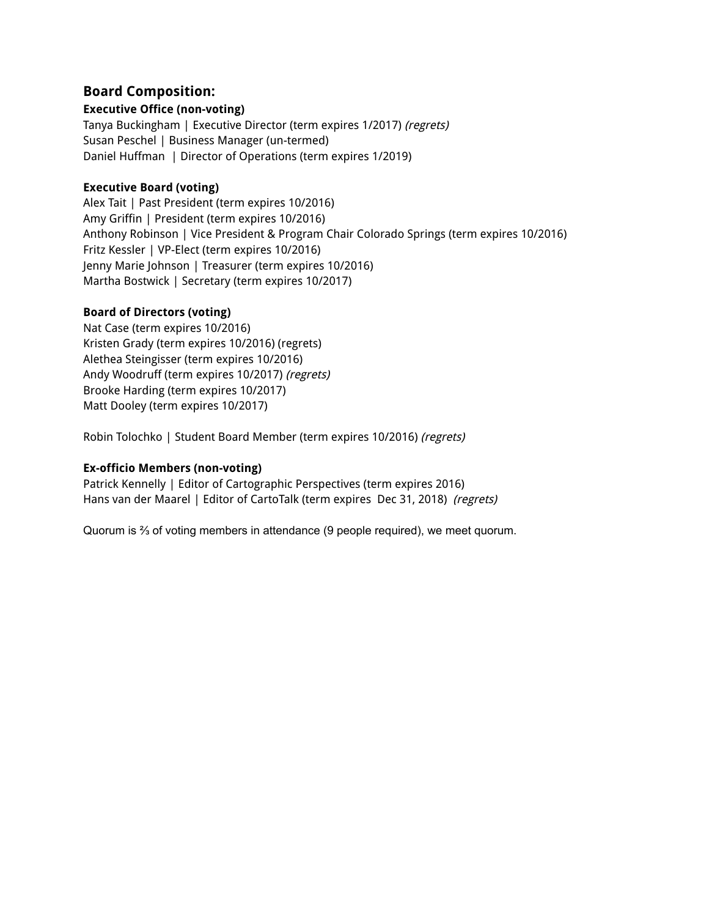## Board Composition:

**Executive Office (non-voting)**
Tanya Buckingham | Executive Director (term expires 1/2017) *(regrets)*
Susan Peschel | Business Manager (un-termed)
Daniel Huffman | Director of Operations (term expires 1/2019)

**Executive Board (voting)**
Alex Tait | Past President (term expires 10/2016)
Amy Griffin | President (term expires 10/2016)
Anthony Robinson | Vice President & Program Chair Colorado Springs (term expires 10/2016)
Fritz Kessler | VP-Elect (term expires 10/2016)
Jenny Marie Johnson | Treasurer (term expires 10/2016)
Martha Bostwick | Secretary (term expires 10/2017)

**Board of Directors (voting)**
Nat Case (term expires 10/2016)
Kristen Grady (term expires 10/2016) (regrets)
Alethea Steingisser (term expires 10/2016)
Andy Woodruff (term expires 10/2017) *(regrets)*
Brooke Harding (term expires 10/2017)
Matt Dooley (term expires 10/2017)

Robin Tolochko | Student Board Member (term expires 10/2016) *(regrets)*

**Ex-officio Members (non-voting)**
Patrick Kennelly | Editor of Cartographic Perspectives (term expires 2016)
Hans van der Maarel | Editor of CartoTalk (term expires Dec 31, 2018) *(regrets)*

Quorum is ⅔ of voting members in attendance (9 people required), we meet quorum.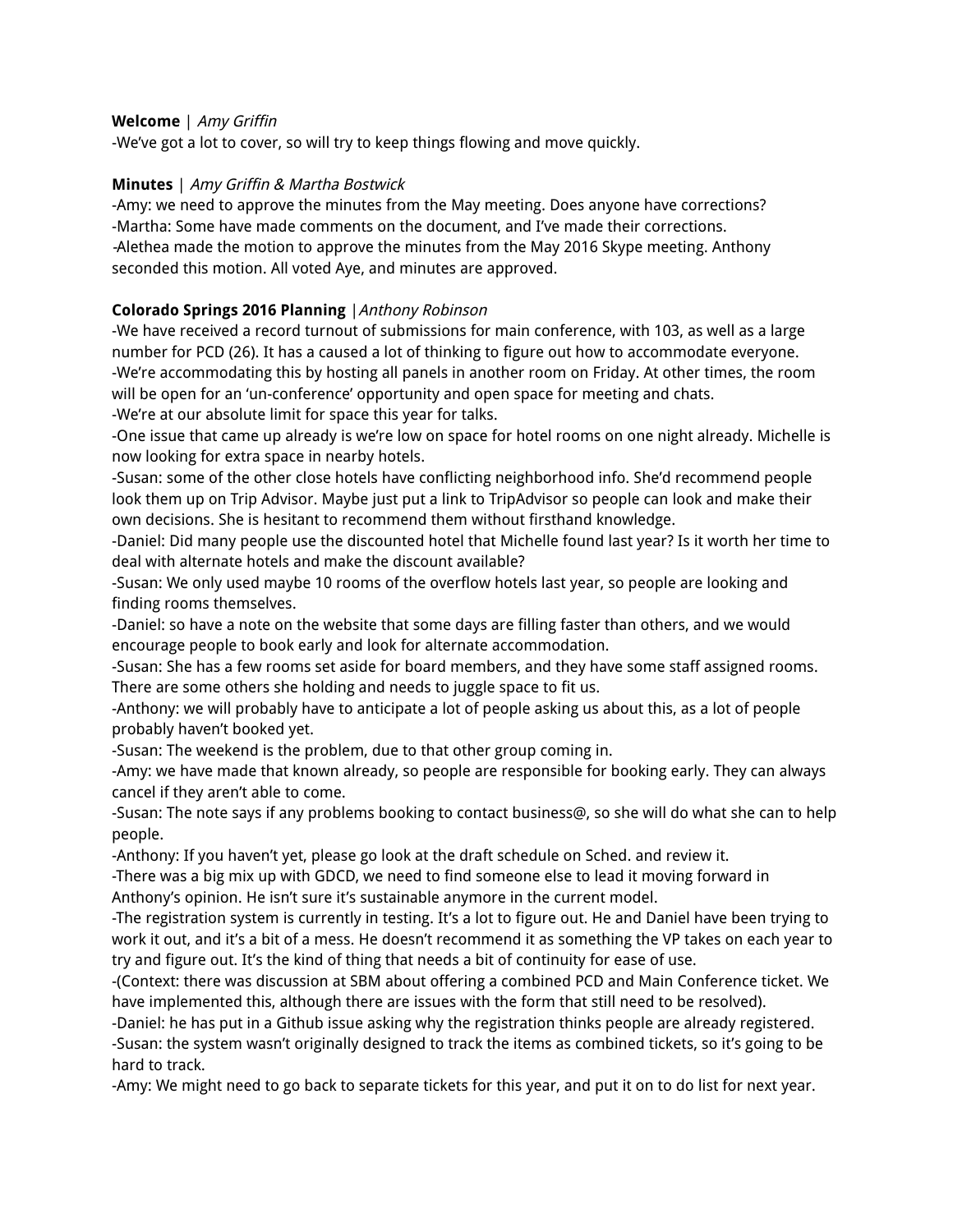**Welcome** | *Amy Griffin*

-We've got a lot to cover, so will try to keep things flowing and move quickly.

**Minutes** | *Amy Griffin & Martha Bostwick*

-Amy: we need to approve the minutes from the May meeting. Does anyone have corrections?
-Martha: Some have made comments on the document, and I've made their corrections.
-Alethea made the motion to approve the minutes from the May 2016 Skype meeting. Anthony seconded this motion. All voted Aye, and minutes are approved.

**Colorado Springs 2016 Planning** |*Anthony Robinson*

-We have received a record turnout of submissions for main conference, with 103, as well as a large number for PCD (26). It has a caused a lot of thinking to figure out how to accommodate everyone.
-We're accommodating this by hosting all panels in another room on Friday. At other times, the room will be open for an 'un-conference' opportunity and open space for meeting and chats.
-We're at our absolute limit for space this year for talks.
-One issue that came up already is we're low on space for hotel rooms on one night already. Michelle is now looking for extra space in nearby hotels.
-Susan: some of the other close hotels have conflicting neighborhood info. She'd recommend people look them up on Trip Advisor. Maybe just put a link to TripAdvisor so people can look and make their own decisions. She is hesitant to recommend them without firsthand knowledge.
-Daniel: Did many people use the discounted hotel that Michelle found last year? Is it worth her time to deal with alternate hotels and make the discount available?
-Susan: We only used maybe 10 rooms of the overflow hotels last year, so people are looking and finding rooms themselves.
-Daniel: so have a note on the website that some days are filling faster than others, and we would encourage people to book early and look for alternate accommodation.
-Susan: She has a few rooms set aside for board members, and they have some staff assigned rooms. There are some others she holding and needs to juggle space to fit us.
-Anthony: we will probably have to anticipate a lot of people asking us about this, as a lot of people probably haven't booked yet.
-Susan: The weekend is the problem, due to that other group coming in.
-Amy: we have made that known already, so people are responsible for booking early. They can always cancel if they aren't able to come.
-Susan: The note says if any problems booking to contact business@, so she will do what she can to help people.
-Anthony: If you haven't yet, please go look at the draft schedule on Sched. and review it.
-There was a big mix up with GDCD, we need to find someone else to lead it moving forward in Anthony's opinion. He isn't sure it's sustainable anymore in the current model.
-The registration system is currently in testing. It's a lot to figure out. He and Daniel have been trying to work it out, and it's a bit of a mess. He doesn't recommend it as something the VP takes on each year to try and figure out. It's the kind of thing that needs a bit of continuity for ease of use.
-(Context: there was discussion at SBM about offering a combined PCD and Main Conference ticket. We have implemented this, although there are issues with the form that still need to be resolved).
-Daniel: he has put in a Github issue asking why the registration thinks people are already registered.
-Susan: the system wasn't originally designed to track the items as combined tickets, so it's going to be hard to track.
-Amy: We might need to go back to separate tickets for this year, and put it on to do list for next year.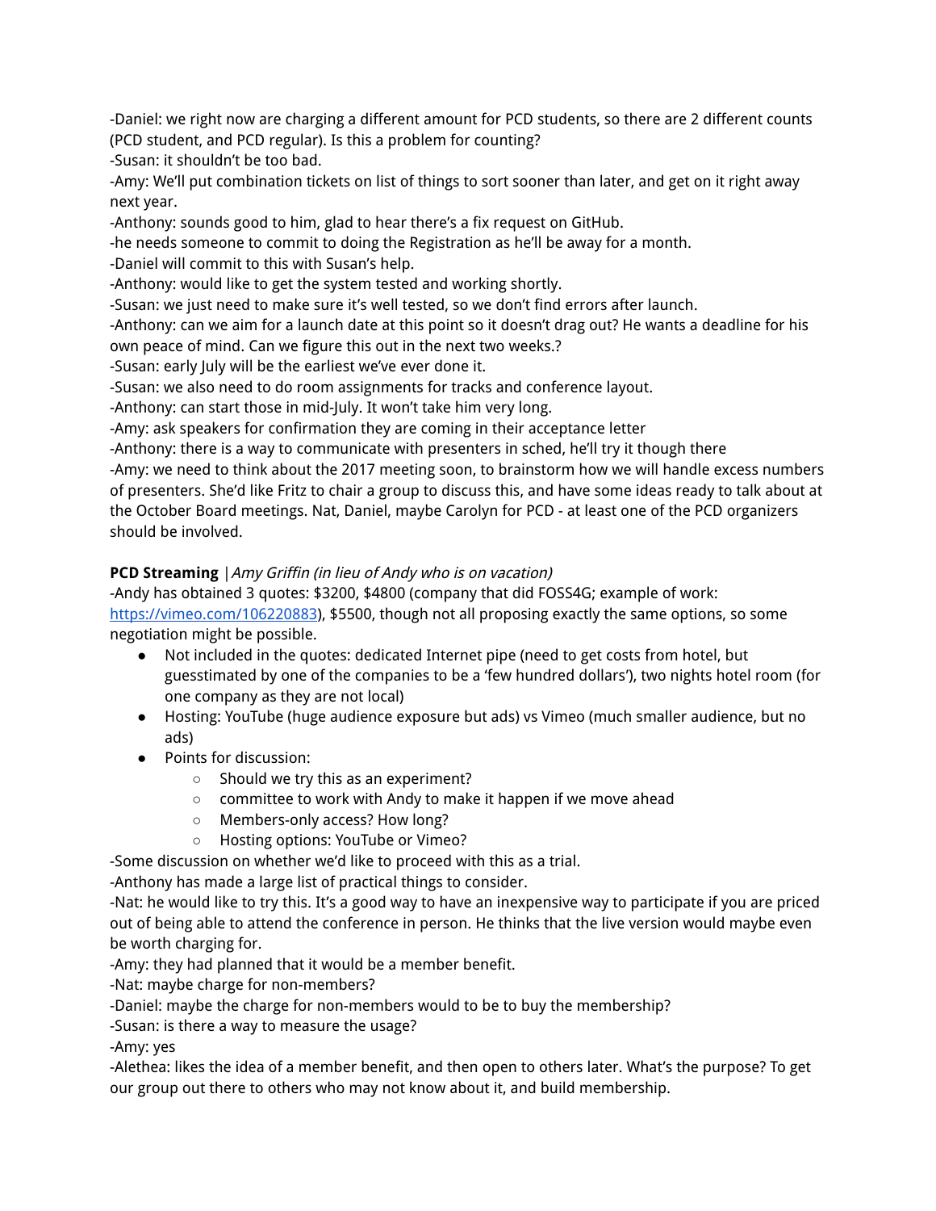-Daniel: we right now are charging a different amount for PCD students, so there are 2 different counts (PCD student, and PCD regular). Is this a problem for counting?
-Susan: it shouldn't be too bad.
-Amy: We'll put combination tickets on list of things to sort sooner than later, and get on it right away next year.
-Anthony: sounds good to him, glad to hear there's a fix request on GitHub.
-he needs someone to commit to doing the Registration as he'll be away for a month.
-Daniel will commit to this with Susan's help.
-Anthony: would like to get the system tested and working shortly.
-Susan: we just need to make sure it's well tested, so we don't find errors after launch.
-Anthony: can we aim for a launch date at this point so it doesn't drag out? He wants a deadline for his own peace of mind. Can we figure this out in the next two weeks.?
-Susan: early July will be the earliest we've ever done it.
-Susan: we also need to do room assignments for tracks and conference layout.
-Anthony: can start those in mid-July. It won't take him very long.
-Amy: ask speakers for confirmation they are coming in their acceptance letter
-Anthony: there is a way to communicate with presenters in sched, he'll try it though there
-Amy: we need to think about the 2017 meeting soon, to brainstorm how we will handle excess numbers of presenters. She'd like Fritz to chair a group to discuss this, and have some ideas ready to talk about at the October Board meetings. Nat, Daniel, maybe Carolyn for PCD - at least one of the PCD organizers should be involved.

**PCD Streaming** | *Amy Griffin (in lieu of Andy who is on vacation)*
-Andy has obtained 3 quotes: $3200, $4800 (company that did FOSS4G; example of work: https://vimeo.com/106220883), $5500, though not all proposing exactly the same options, so some negotiation might be possible.

- Not included in the quotes: dedicated Internet pipe (need to get costs from hotel, but guesstimated by one of the companies to be a 'few hundred dollars'), two nights hotel room (for one company as they are not local)
- Hosting: YouTube (huge audience exposure but ads) vs Vimeo (much smaller audience, but no ads)
- Points for discussion:
  - Should we try this as an experiment?
  - committee to work with Andy to make it happen if we move ahead
  - Members-only access? How long?
  - Hosting options: YouTube or Vimeo?

-Some discussion on whether we'd like to proceed with this as a trial.
-Anthony has made a large list of practical things to consider.
-Nat: he would like to try this. It's a good way to have an inexpensive way to participate if you are priced out of being able to attend the conference in person. He thinks that the live version would maybe even be worth charging for.
-Amy: they had planned that it would be a member benefit.
-Nat: maybe charge for non-members?
-Daniel: maybe the charge for non-members would to be to buy the membership?
-Susan: is there a way to measure the usage?
-Amy: yes
-Alethea: likes the idea of a member benefit, and then open to others later. What's the purpose? To get our group out there to others who may not know about it, and build membership.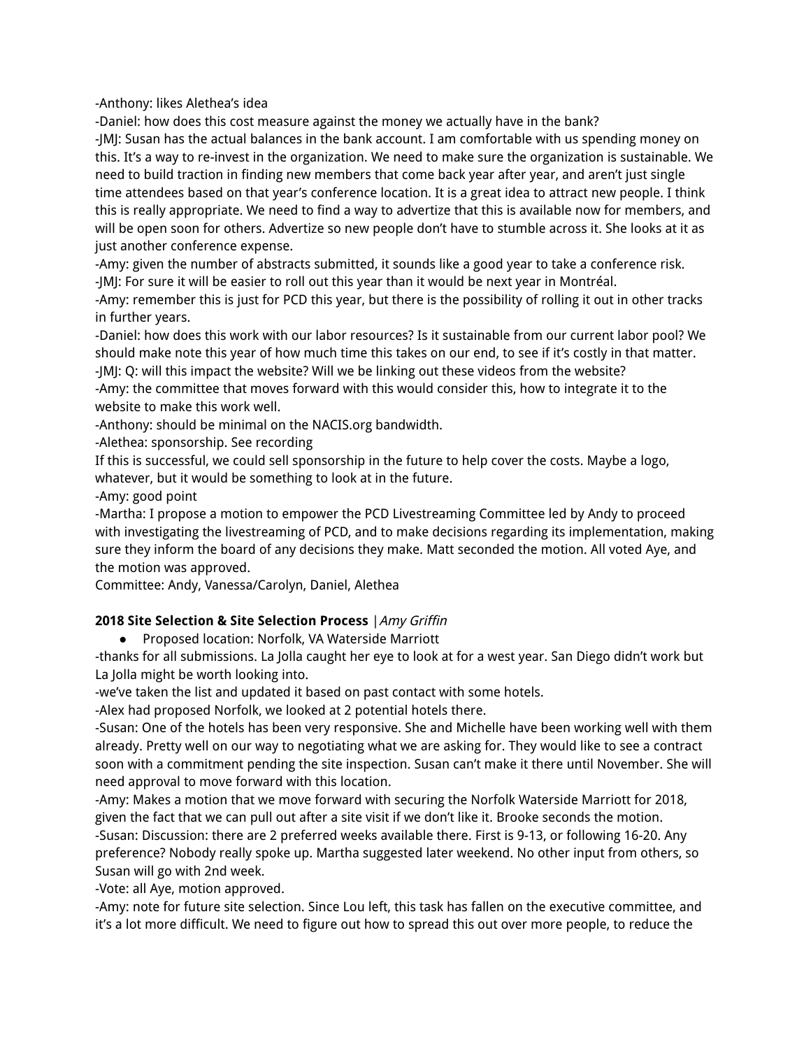-Anthony: likes Alethea's idea
-Daniel: how does this cost measure against the money we actually have in the bank?
-JMJ: Susan has the actual balances in the bank account. I am comfortable with us spending money on this. It's a way to re-invest in the organization. We need to make sure the organization is sustainable. We need to build traction in finding new members that come back year after year, and aren't just single time attendees based on that year's conference location. It is a great idea to attract new people. I think this is really appropriate. We need to find a way to advertize that this is available now for members, and will be open soon for others. Advertize so new people don't have to stumble across it. She looks at it as just another conference expense.
-Amy: given the number of abstracts submitted, it sounds like a good year to take a conference risk.
-JMJ: For sure it will be easier to roll out this year than it would be next year in Montréal.
-Amy: remember this is just for PCD this year, but there is the possibility of rolling it out in other tracks in further years.
-Daniel: how does this work with our labor resources? Is it sustainable from our current labor pool? We should make note this year of how much time this takes on our end, to see if it's costly in that matter.
-JMJ: Q: will this impact the website? Will we be linking out these videos from the website?
-Amy: the committee that moves forward with this would consider this, how to integrate it to the website to make this work well.
-Anthony: should be minimal on the NACIS.org bandwidth.
-Alethea: sponsorship. See recording
If this is successful, we could sell sponsorship in the future to help cover the costs. Maybe a logo, whatever, but it would be something to look at in the future.
-Amy: good point
-Martha: I propose a motion to empower the PCD Livestreaming Committee led by Andy to proceed with investigating the livestreaming of PCD, and to make decisions regarding its implementation, making sure they inform the board of any decisions they make. Matt seconded the motion. All voted Aye, and the motion was approved.
Committee: Andy, Vanessa/Carolyn, Daniel, Alethea

**2018 Site Selection & Site Selection Process** | *Amy Griffin*

- Proposed location: Norfolk, VA Waterside Marriott

-thanks for all submissions. La Jolla caught her eye to look at for a west year. San Diego didn't work but La Jolla might be worth looking into.
-we've taken the list and updated it based on past contact with some hotels.
-Alex had proposed Norfolk, we looked at 2 potential hotels there.
-Susan: One of the hotels has been very responsive. She and Michelle have been working well with them already. Pretty well on our way to negotiating what we are asking for. They would like to see a contract soon with a commitment pending the site inspection. Susan can't make it there until November. She will need approval to move forward with this location.
-Amy: Makes a motion that we move forward with securing the Norfolk Waterside Marriott for 2018, given the fact that we can pull out after a site visit if we don't like it. Brooke seconds the motion.
-Susan: Discussion: there are 2 preferred weeks available there. First is 9-13, or following 16-20. Any preference? Nobody really spoke up. Martha suggested later weekend. No other input from others, so Susan will go with 2nd week.
-Vote: all Aye, motion approved.
-Amy: note for future site selection. Since Lou left, this task has fallen on the executive committee, and it's a lot more difficult. We need to figure out how to spread this out over more people, to reduce the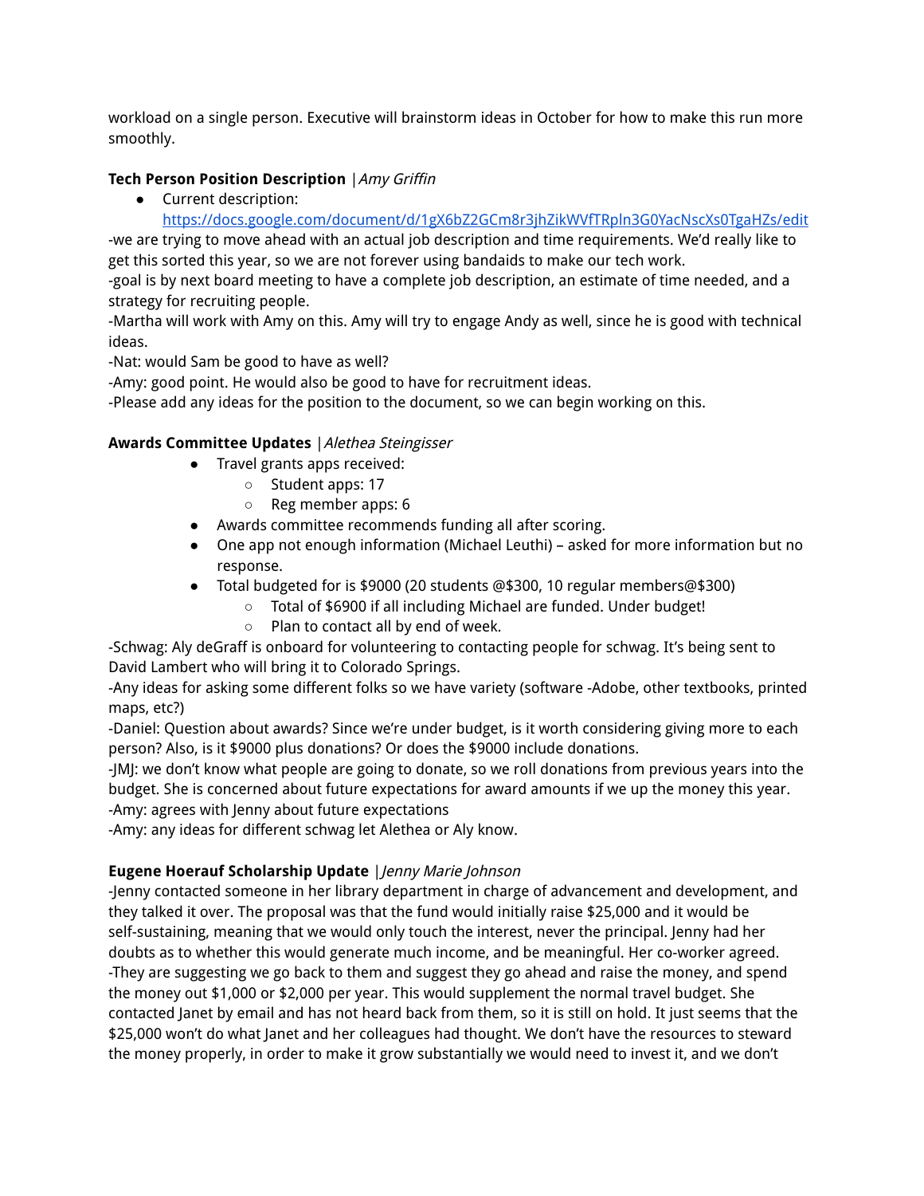workload on a single person. Executive will brainstorm ideas in October for how to make this run more smoothly.

**Tech Person Position Description** |*Amy Griffin*

- Current description: https://docs.google.com/document/d/1gX6bZ2GCm8r3jhZikWVfTRpln3G0YacNscXs0TgaHZs/edit

-we are trying to move ahead with an actual job description and time requirements. We'd really like to get this sorted this year, so we are not forever using bandaids to make our tech work.
-goal is by next board meeting to have a complete job description, an estimate of time needed, and a strategy for recruiting people.
-Martha will work with Amy on this. Amy will try to engage Andy as well, since he is good with technical ideas.
-Nat: would Sam be good to have as well?
-Amy: good point. He would also be good to have for recruitment ideas.
-Please add any ideas for the position to the document, so we can begin working on this.

**Awards Committee Updates** |*Alethea Steingisser*

- Travel grants apps received:
  - Student apps: 17
  - Reg member apps: 6
- Awards committee recommends funding all after scoring.
- One app not enough information (Michael Leuthi) – asked for more information but no response.
- Total budgeted for is $9000 (20 students @$300, 10 regular members@$300)
  - Total of $6900 if all including Michael are funded. Under budget!
  - Plan to contact all by end of week.

-Schwag: Aly deGraff is onboard for volunteering to contacting people for schwag. It's being sent to David Lambert who will bring it to Colorado Springs.
-Any ideas for asking some different folks so we have variety (software -Adobe, other textbooks, printed maps, etc?)
-Daniel: Question about awards? Since we're under budget, is it worth considering giving more to each person? Also, is it $9000 plus donations? Or does the $9000 include donations.
-JMJ: we don't know what people are going to donate, so we roll donations from previous years into the budget. She is concerned about future expectations for award amounts if we up the money this year.
-Amy: agrees with Jenny about future expectations
-Amy: any ideas for different schwag let Alethea or Aly know.

**Eugene Hoerauf Scholarship Update** |*Jenny Marie Johnson*

-Jenny contacted someone in her library department in charge of advancement and development, and they talked it over. The proposal was that the fund would initially raise $25,000 and it would be self-sustaining, meaning that we would only touch the interest, never the principal. Jenny had her doubts as to whether this would generate much income, and be meaningful. Her co-worker agreed.
-They are suggesting we go back to them and suggest they go ahead and raise the money, and spend the money out $1,000 or $2,000 per year. This would supplement the normal travel budget. She contacted Janet by email and has not heard back from them, so it is still on hold. It just seems that the $25,000 won't do what Janet and her colleagues had thought. We don't have the resources to steward the money properly, in order to make it grow substantially we would need to invest it, and we don't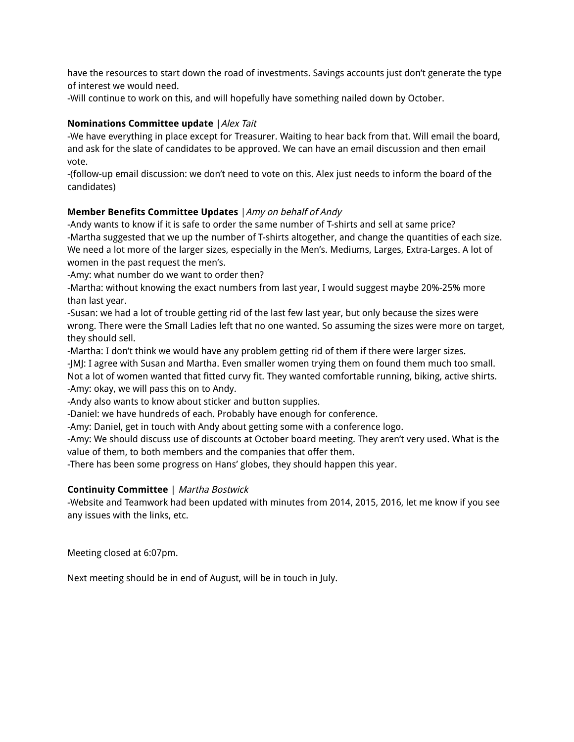have the resources to start down the road of investments. Savings accounts just don't generate the type of interest we would need.
-Will continue to work on this, and will hopefully have something nailed down by October.

**Nominations Committee update** |*Alex Tait*
-We have everything in place except for Treasurer. Waiting to hear back from that. Will email the board, and ask for the slate of candidates to be approved. We can have an email discussion and then email vote.
-(follow-up email discussion: we don't need to vote on this. Alex just needs to inform the board of the candidates)

**Member Benefits Committee Updates** |*Amy on behalf of Andy*
-Andy wants to know if it is safe to order the same number of T-shirts and sell at same price?
-Martha suggested that we up the number of T-shirts altogether, and change the quantities of each size. We need a lot more of the larger sizes, especially in the Men's. Mediums, Larges, Extra-Larges. A lot of women in the past request the men's.
-Amy: what number do we want to order then?
-Martha: without knowing the exact numbers from last year, I would suggest maybe 20%-25% more than last year.
-Susan: we had a lot of trouble getting rid of the last few last year, but only because the sizes were wrong. There were the Small Ladies left that no one wanted. So assuming the sizes were more on target, they should sell.
-Martha: I don't think we would have any problem getting rid of them if there were larger sizes.
-JMJ: I agree with Susan and Martha. Even smaller women trying them on found them much too small. Not a lot of women wanted that fitted curvy fit. They wanted comfortable running, biking, active shirts.
-Amy: okay, we will pass this on to Andy.
-Andy also wants to know about sticker and button supplies.
-Daniel: we have hundreds of each. Probably have enough for conference.
-Amy: Daniel, get in touch with Andy about getting some with a conference logo.
-Amy: We should discuss use of discounts at October board meeting. They aren't very used. What is the value of them, to both members and the companies that offer them.
-There has been some progress on Hans' globes, they should happen this year.

**Continuity Committee** | *Martha Bostwick*
-Website and Teamwork had been updated with minutes from 2014, 2015, 2016, let me know if you see any issues with the links, etc.

Meeting closed at 6:07pm.

Next meeting should be in end of August, will be in touch in July.